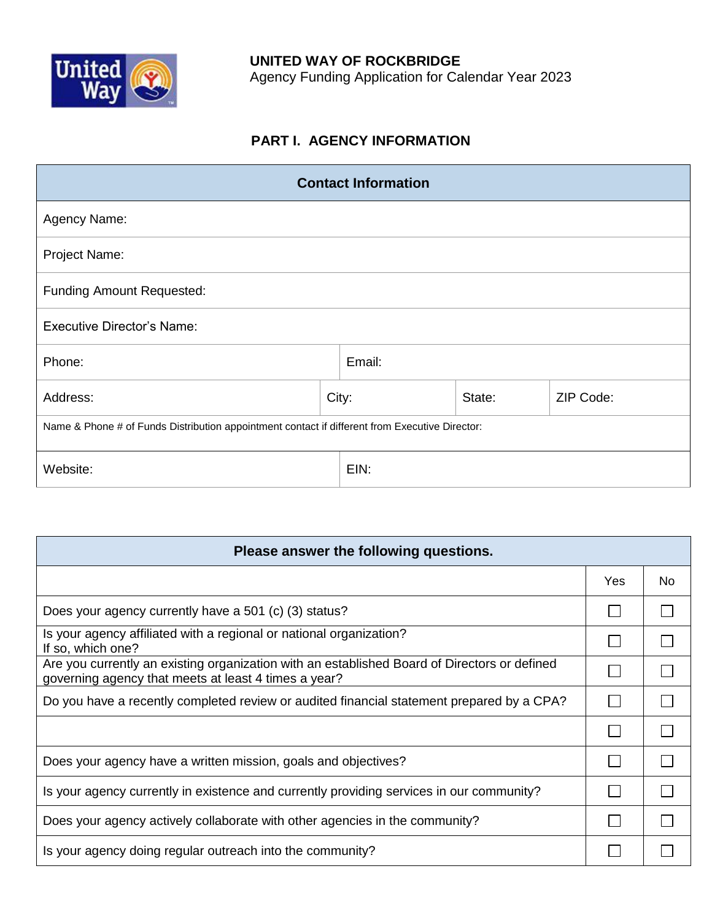**UNITED WAY OF ROCKBRIDGE**
Agency Funding Application for Calendar Year 2023

## PART I. AGENCY INFORMATION

| Contact Information | | | |
|---|---|---|---|
| Agency Name: | | | |
| Project Name: | | | |
| Funding Amount Requested: | | | |
| Executive Director's Name: | | | |
| Phone: | Email: | | |
| Address: | City: | State: | ZIP Code: |
| Name & Phone # of Funds Distribution appointment contact if different from Executive Director: | | | |
| Website: | EIN: | | |

| Please answer the following questions. | | |
|---|---|---|
| | Yes | No |
| Does your agency currently have a 501 (c) (3) status? | ☐ | ☐ |
| Is your agency affiliated with a regional or national organization? If so, which one? | ☐ | ☐ |
| Are you currently an existing organization with an established Board of Directors or defined governing agency that meets at least 4 times a year? | ☐ | ☐ |
| Do you have a recently completed review or audited financial statement prepared by a CPA? | ☐ | ☐ |
| | ☐ | ☐ |
| Does your agency have a written mission, goals and objectives? | ☐ | ☐ |
| Is your agency currently in existence and currently providing services in our community? | ☐ | ☐ |
| Does your agency actively collaborate with other agencies in the community? | ☐ | ☐ |
| Is your agency doing regular outreach into the community? | ☐ | ☐ |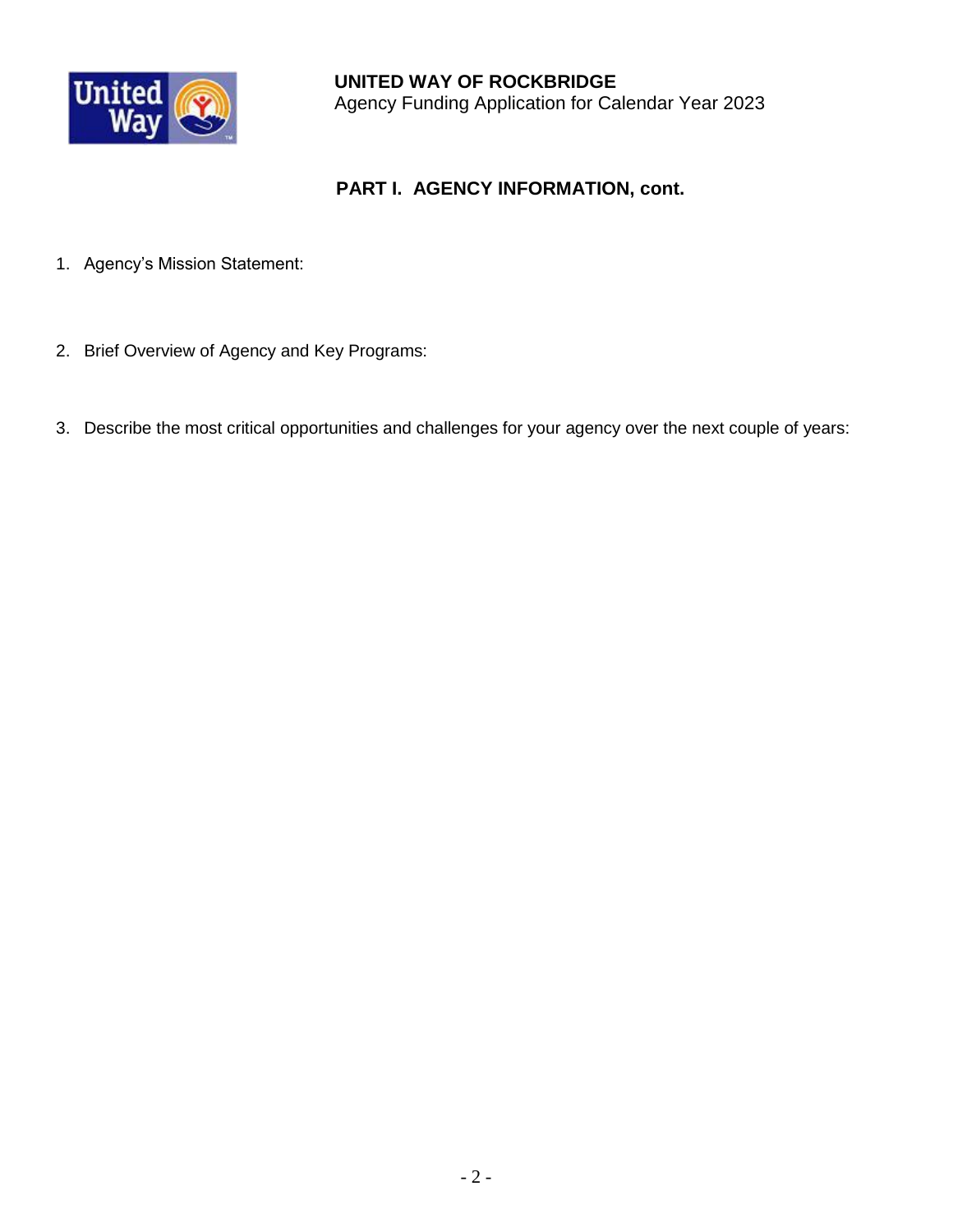**UNITED WAY OF ROCKBRIDGE**
Agency Funding Application for Calendar Year 2023

## PART I. AGENCY INFORMATION, cont.

1. Agency's Mission Statement:

2. Brief Overview of Agency and Key Programs:

3. Describe the most critical opportunities and challenges for your agency over the next couple of years: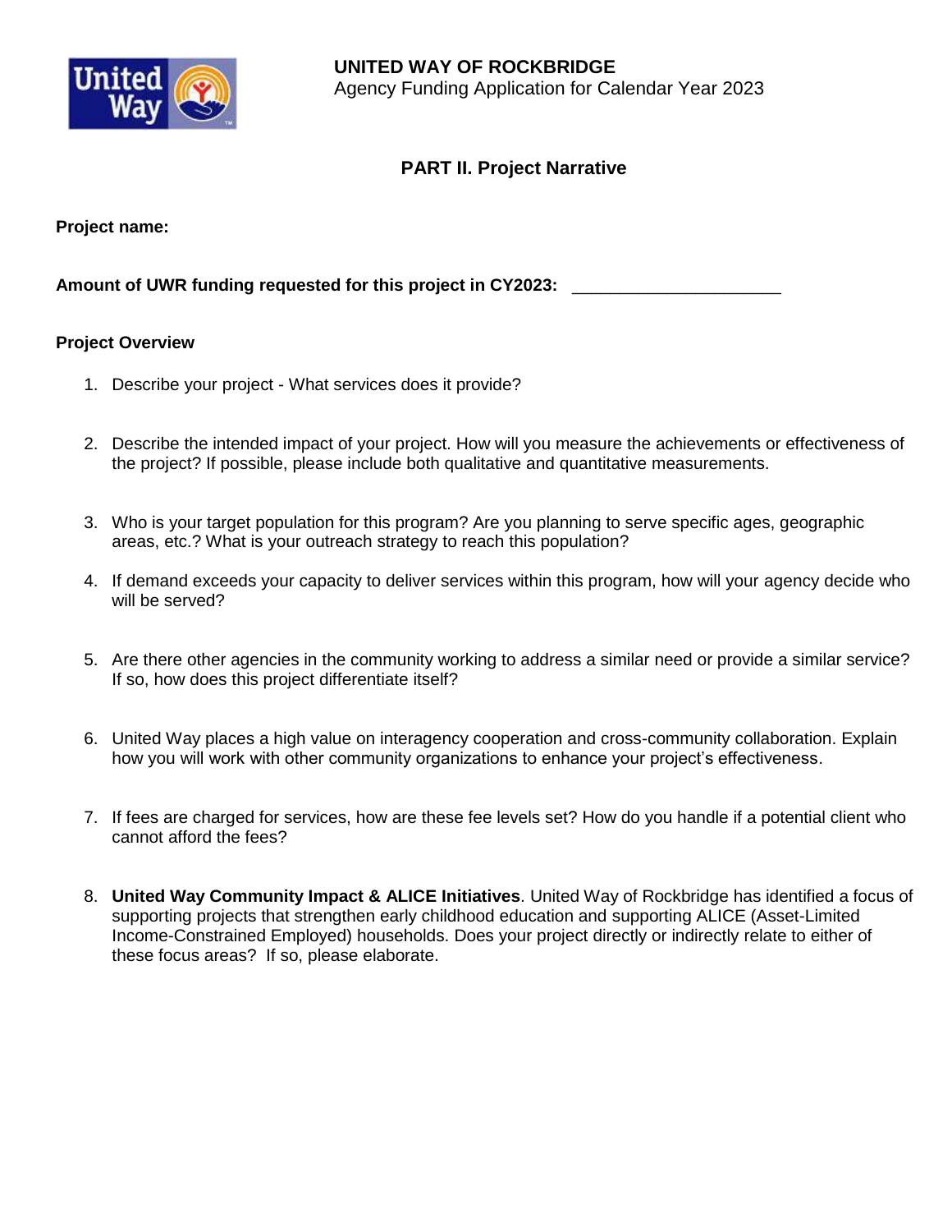**UNITED WAY OF ROCKBRIDGE**
Agency Funding Application for Calendar Year 2023

## PART II. Project Narrative

**Project name:**

**Amount of UWR funding requested for this project in CY2023:** ______________________

### Project Overview

1. Describe your project - What services does it provide?

2. Describe the intended impact of your project. How will you measure the achievements or effectiveness of the project? If possible, please include both qualitative and quantitative measurements.

3. Who is your target population for this program? Are you planning to serve specific ages, geographic areas, etc.? What is your outreach strategy to reach this population?

4. If demand exceeds your capacity to deliver services within this program, how will your agency decide who will be served?

5. Are there other agencies in the community working to address a similar need or provide a similar service? If so, how does this project differentiate itself?

6. United Way places a high value on interagency cooperation and cross-community collaboration. Explain how you will work with other community organizations to enhance your project's effectiveness.

7. If fees are charged for services, how are these fee levels set? How do you handle if a potential client who cannot afford the fees?

8. **United Way Community Impact & ALICE Initiatives**. United Way of Rockbridge has identified a focus of supporting projects that strengthen early childhood education and supporting ALICE (Asset-Limited Income-Constrained Employed) households. Does your project directly or indirectly relate to either of these focus areas? If so, please elaborate.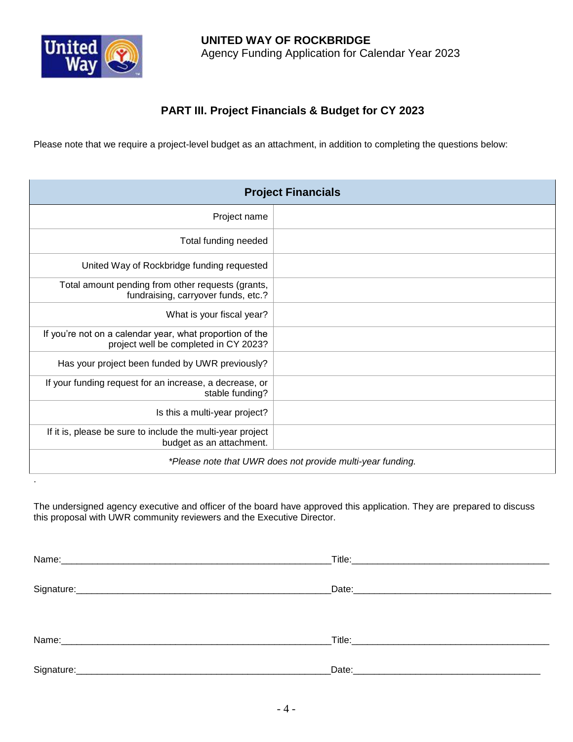**UNITED WAY OF ROCKBRIDGE**
Agency Funding Application for Calendar Year 2023

## PART III. Project Financials & Budget for CY 2023

Please note that we require a project-level budget as an attachment, in addition to completing the questions below:

| Project Financials | |
|---|---|
| Project name | |
| Total funding needed | |
| United Way of Rockbridge funding requested | |
| Total amount pending from other requests (grants, fundraising, carryover funds, etc.? | |
| What is your fiscal year? | |
| If you're not on a calendar year, what proportion of the project well be completed in CY 2023? | |
| Has your project been funded by UWR previously? | |
| If your funding request for an increase, a decrease, or stable funding? | |
| Is this a multi-year project? | |
| If it is, please be sure to include the multi-year project budget as an attachment. | |
| *\*Please note that UWR does not provide multi-year funding.* | |

.

The undersigned agency executive and officer of the board have approved this application. They are prepared to discuss this proposal with UWR community reviewers and the Executive Director.

Name:_____________________________________________________ Title:_______________________________________

Signature:__________________________________________________ Date:_______________________________________

Name:_____________________________________________________ Title:_______________________________________

Signature:__________________________________________________ Date:_______________________________________